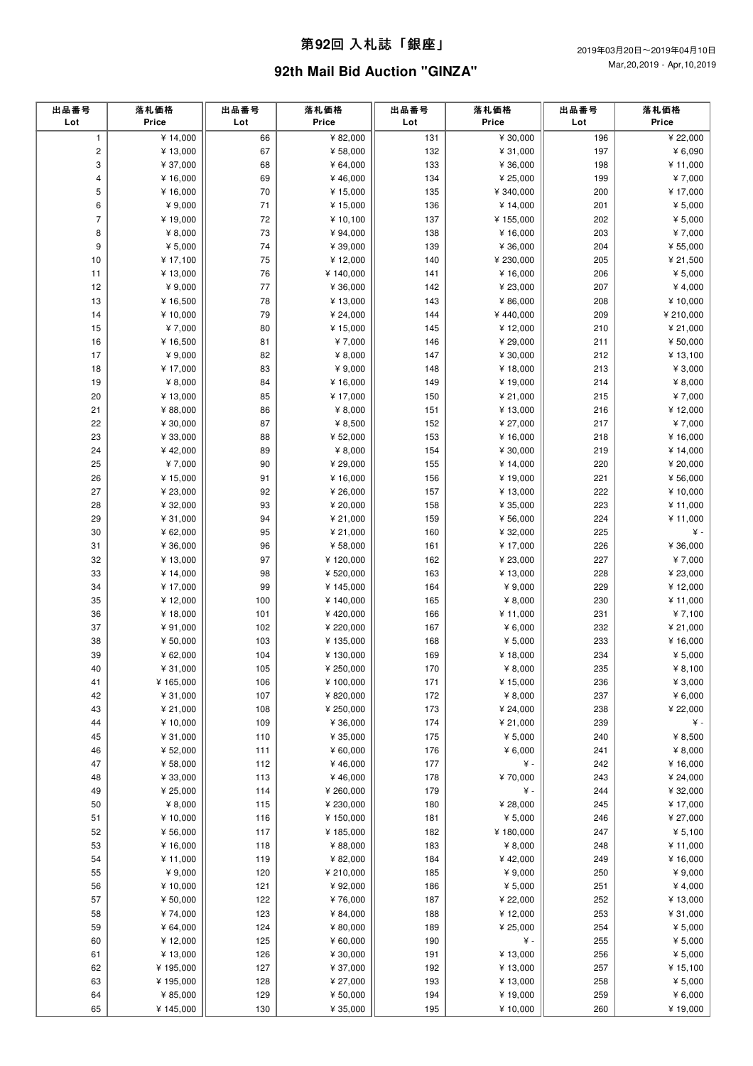# 第92回 入札誌「銀座」

## 92th Mail Bid Auction "GINZA"

2019年03月20日～2019年04月10日
Mar,20,2019 - Apr,10,2019

| 出品番号 Lot | 落札価格 Price | 出品番号 Lot | 落札価格 Price | 出品番号 Lot | 落札価格 Price | 出品番号 Lot | 落札価格 Price |
|---|---|---|---|---|---|---|---|
| 1 | ¥ 14,000 | 66 | ¥ 82,000 | 131 | ¥ 30,000 | 196 | ¥ 22,000 |
| 2 | ¥ 13,000 | 67 | ¥ 58,000 | 132 | ¥ 31,000 | 197 | ¥ 6,090 |
| 3 | ¥ 37,000 | 68 | ¥ 64,000 | 133 | ¥ 36,000 | 198 | ¥ 11,000 |
| 4 | ¥ 16,000 | 69 | ¥ 46,000 | 134 | ¥ 25,000 | 199 | ¥ 7,000 |
| 5 | ¥ 16,000 | 70 | ¥ 15,000 | 135 | ¥ 340,000 | 200 | ¥ 17,000 |
| 6 | ¥ 9,000 | 71 | ¥ 15,000 | 136 | ¥ 14,000 | 201 | ¥ 5,000 |
| 7 | ¥ 19,000 | 72 | ¥ 10,100 | 137 | ¥ 155,000 | 202 | ¥ 5,000 |
| 8 | ¥ 8,000 | 73 | ¥ 94,000 | 138 | ¥ 16,000 | 203 | ¥ 7,000 |
| 9 | ¥ 5,000 | 74 | ¥ 39,000 | 139 | ¥ 36,000 | 204 | ¥ 55,000 |
| 10 | ¥ 17,100 | 75 | ¥ 12,000 | 140 | ¥ 230,000 | 205 | ¥ 21,500 |
| 11 | ¥ 13,000 | 76 | ¥ 140,000 | 141 | ¥ 16,000 | 206 | ¥ 5,000 |
| 12 | ¥ 9,000 | 77 | ¥ 36,000 | 142 | ¥ 23,000 | 207 | ¥ 4,000 |
| 13 | ¥ 16,500 | 78 | ¥ 13,000 | 143 | ¥ 86,000 | 208 | ¥ 10,000 |
| 14 | ¥ 10,000 | 79 | ¥ 24,000 | 144 | ¥ 440,000 | 209 | ¥ 210,000 |
| 15 | ¥ 7,000 | 80 | ¥ 15,000 | 145 | ¥ 12,000 | 210 | ¥ 21,000 |
| 16 | ¥ 16,500 | 81 | ¥ 7,000 | 146 | ¥ 29,000 | 211 | ¥ 50,000 |
| 17 | ¥ 9,000 | 82 | ¥ 8,000 | 147 | ¥ 30,000 | 212 | ¥ 13,100 |
| 18 | ¥ 17,000 | 83 | ¥ 9,000 | 148 | ¥ 18,000 | 213 | ¥ 3,000 |
| 19 | ¥ 8,000 | 84 | ¥ 16,000 | 149 | ¥ 19,000 | 214 | ¥ 8,000 |
| 20 | ¥ 13,000 | 85 | ¥ 17,000 | 150 | ¥ 21,000 | 215 | ¥ 7,000 |
| 21 | ¥ 88,000 | 86 | ¥ 8,000 | 151 | ¥ 13,000 | 216 | ¥ 12,000 |
| 22 | ¥ 30,000 | 87 | ¥ 8,500 | 152 | ¥ 27,000 | 217 | ¥ 7,000 |
| 23 | ¥ 33,000 | 88 | ¥ 52,000 | 153 | ¥ 16,000 | 218 | ¥ 16,000 |
| 24 | ¥ 42,000 | 89 | ¥ 8,000 | 154 | ¥ 30,000 | 219 | ¥ 14,000 |
| 25 | ¥ 7,000 | 90 | ¥ 29,000 | 155 | ¥ 14,000 | 220 | ¥ 20,000 |
| 26 | ¥ 15,000 | 91 | ¥ 16,000 | 156 | ¥ 19,000 | 221 | ¥ 56,000 |
| 27 | ¥ 23,000 | 92 | ¥ 26,000 | 157 | ¥ 13,000 | 222 | ¥ 10,000 |
| 28 | ¥ 32,000 | 93 | ¥ 20,000 | 158 | ¥ 35,000 | 223 | ¥ 11,000 |
| 29 | ¥ 31,000 | 94 | ¥ 21,000 | 159 | ¥ 56,000 | 224 | ¥ 11,000 |
| 30 | ¥ 62,000 | 95 | ¥ 21,000 | 160 | ¥ 32,000 | 225 | ¥ - |
| 31 | ¥ 36,000 | 96 | ¥ 58,000 | 161 | ¥ 17,000 | 226 | ¥ 36,000 |
| 32 | ¥ 13,000 | 97 | ¥ 120,000 | 162 | ¥ 23,000 | 227 | ¥ 7,000 |
| 33 | ¥ 14,000 | 98 | ¥ 520,000 | 163 | ¥ 13,000 | 228 | ¥ 23,000 |
| 34 | ¥ 17,000 | 99 | ¥ 145,000 | 164 | ¥ 9,000 | 229 | ¥ 12,000 |
| 35 | ¥ 12,000 | 100 | ¥ 140,000 | 165 | ¥ 8,000 | 230 | ¥ 11,000 |
| 36 | ¥ 18,000 | 101 | ¥ 420,000 | 166 | ¥ 11,000 | 231 | ¥ 7,100 |
| 37 | ¥ 91,000 | 102 | ¥ 220,000 | 167 | ¥ 6,000 | 232 | ¥ 21,000 |
| 38 | ¥ 50,000 | 103 | ¥ 135,000 | 168 | ¥ 5,000 | 233 | ¥ 16,000 |
| 39 | ¥ 62,000 | 104 | ¥ 130,000 | 169 | ¥ 18,000 | 234 | ¥ 5,000 |
| 40 | ¥ 31,000 | 105 | ¥ 250,000 | 170 | ¥ 8,000 | 235 | ¥ 8,100 |
| 41 | ¥ 165,000 | 106 | ¥ 100,000 | 171 | ¥ 15,000 | 236 | ¥ 3,000 |
| 42 | ¥ 31,000 | 107 | ¥ 820,000 | 172 | ¥ 8,000 | 237 | ¥ 6,000 |
| 43 | ¥ 21,000 | 108 | ¥ 250,000 | 173 | ¥ 24,000 | 238 | ¥ 22,000 |
| 44 | ¥ 10,000 | 109 | ¥ 36,000 | 174 | ¥ 21,000 | 239 | ¥ - |
| 45 | ¥ 31,000 | 110 | ¥ 35,000 | 175 | ¥ 5,000 | 240 | ¥ 8,500 |
| 46 | ¥ 52,000 | 111 | ¥ 60,000 | 176 | ¥ 6,000 | 241 | ¥ 8,000 |
| 47 | ¥ 58,000 | 112 | ¥ 46,000 | 177 | ¥ - | 242 | ¥ 16,000 |
| 48 | ¥ 33,000 | 113 | ¥ 46,000 | 178 | ¥ 70,000 | 243 | ¥ 24,000 |
| 49 | ¥ 25,000 | 114 | ¥ 260,000 | 179 | ¥ - | 244 | ¥ 32,000 |
| 50 | ¥ 8,000 | 115 | ¥ 230,000 | 180 | ¥ 28,000 | 245 | ¥ 17,000 |
| 51 | ¥ 10,000 | 116 | ¥ 150,000 | 181 | ¥ 5,000 | 246 | ¥ 27,000 |
| 52 | ¥ 56,000 | 117 | ¥ 185,000 | 182 | ¥ 180,000 | 247 | ¥ 5,100 |
| 53 | ¥ 16,000 | 118 | ¥ 88,000 | 183 | ¥ 8,000 | 248 | ¥ 11,000 |
| 54 | ¥ 11,000 | 119 | ¥ 82,000 | 184 | ¥ 42,000 | 249 | ¥ 16,000 |
| 55 | ¥ 9,000 | 120 | ¥ 210,000 | 185 | ¥ 9,000 | 250 | ¥ 9,000 |
| 56 | ¥ 10,000 | 121 | ¥ 92,000 | 186 | ¥ 5,000 | 251 | ¥ 4,000 |
| 57 | ¥ 50,000 | 122 | ¥ 76,000 | 187 | ¥ 22,000 | 252 | ¥ 13,000 |
| 58 | ¥ 74,000 | 123 | ¥ 84,000 | 188 | ¥ 12,000 | 253 | ¥ 31,000 |
| 59 | ¥ 64,000 | 124 | ¥ 80,000 | 189 | ¥ 25,000 | 254 | ¥ 5,000 |
| 60 | ¥ 12,000 | 125 | ¥ 60,000 | 190 | ¥ - | 255 | ¥ 5,000 |
| 61 | ¥ 13,000 | 126 | ¥ 30,000 | 191 | ¥ 13,000 | 256 | ¥ 5,000 |
| 62 | ¥ 195,000 | 127 | ¥ 37,000 | 192 | ¥ 13,000 | 257 | ¥ 15,100 |
| 63 | ¥ 195,000 | 128 | ¥ 27,000 | 193 | ¥ 13,000 | 258 | ¥ 5,000 |
| 64 | ¥ 85,000 | 129 | ¥ 50,000 | 194 | ¥ 19,000 | 259 | ¥ 6,000 |
| 65 | ¥ 145,000 | 130 | ¥ 35,000 | 195 | ¥ 10,000 | 260 | ¥ 19,000 |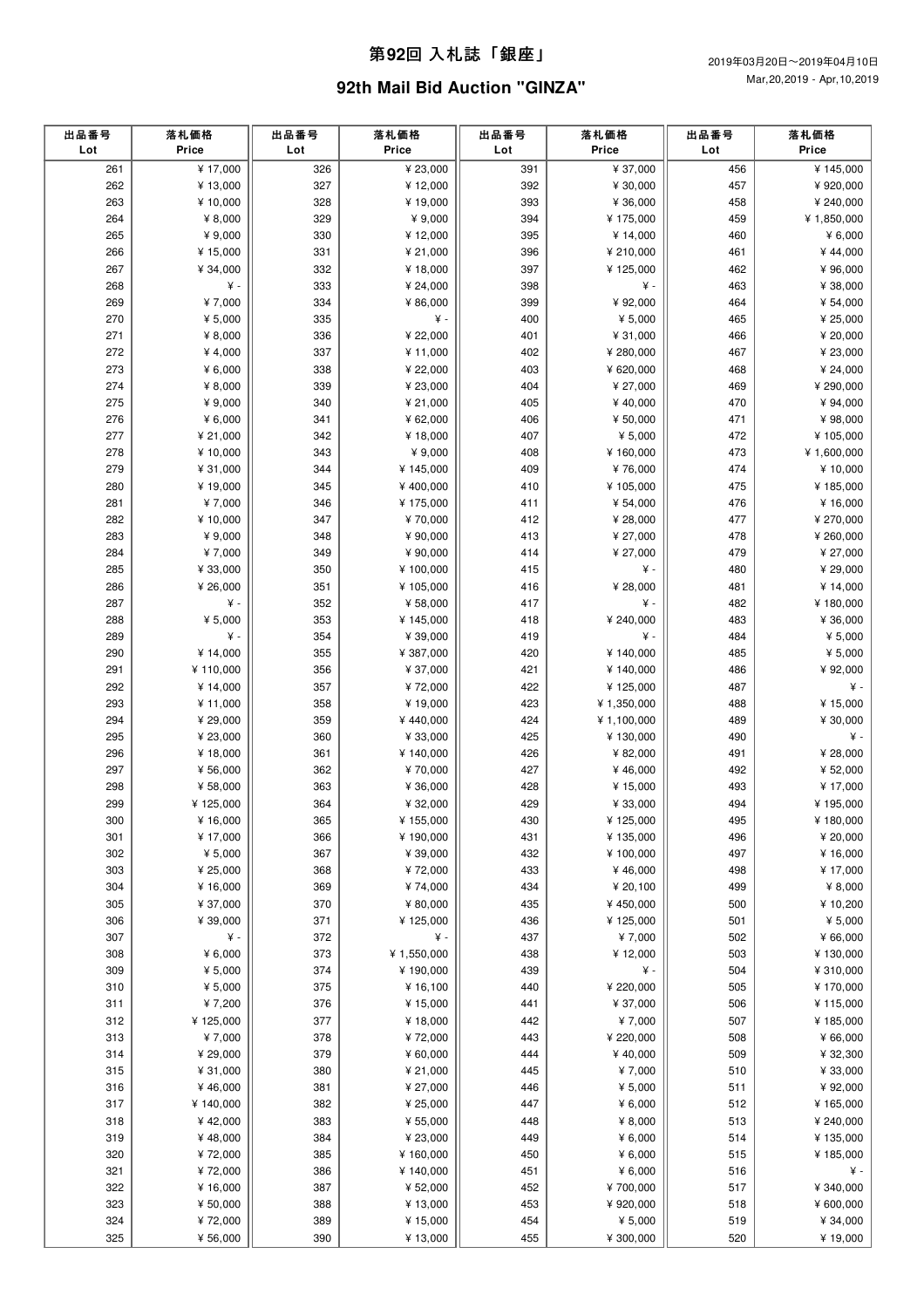# 第92回 入札誌「銀座」

2019年03月20日～2019年04月10日
Mar,20,2019 - Apr,10,2019

## 92th Mail Bid Auction "GINZA"

| 出品番号 Lot | 落札価格 Price | 出品番号 Lot | 落札価格 Price | 出品番号 Lot | 落札価格 Price | 出品番号 Lot | 落札価格 Price |
|---|---|---|---|---|---|---|---|
| 261 | ¥ 17,000 | 326 | ¥ 23,000 | 391 | ¥ 37,000 | 456 | ¥ 145,000 |
| 262 | ¥ 13,000 | 327 | ¥ 12,000 | 392 | ¥ 30,000 | 457 | ¥ 920,000 |
| 263 | ¥ 10,000 | 328 | ¥ 19,000 | 393 | ¥ 36,000 | 458 | ¥ 240,000 |
| 264 | ¥ 8,000 | 329 | ¥ 9,000 | 394 | ¥ 175,000 | 459 | ¥ 1,850,000 |
| 265 | ¥ 9,000 | 330 | ¥ 12,000 | 395 | ¥ 14,000 | 460 | ¥ 6,000 |
| 266 | ¥ 15,000 | 331 | ¥ 21,000 | 396 | ¥ 210,000 | 461 | ¥ 44,000 |
| 267 | ¥ 34,000 | 332 | ¥ 18,000 | 397 | ¥ 125,000 | 462 | ¥ 96,000 |
| 268 | ¥ - | 333 | ¥ 24,000 | 398 | ¥ - | 463 | ¥ 38,000 |
| 269 | ¥ 7,000 | 334 | ¥ 86,000 | 399 | ¥ 92,000 | 464 | ¥ 54,000 |
| 270 | ¥ 5,000 | 335 | ¥ - | 400 | ¥ 5,000 | 465 | ¥ 25,000 |
| 271 | ¥ 8,000 | 336 | ¥ 22,000 | 401 | ¥ 31,000 | 466 | ¥ 20,000 |
| 272 | ¥ 4,000 | 337 | ¥ 11,000 | 402 | ¥ 280,000 | 467 | ¥ 23,000 |
| 273 | ¥ 6,000 | 338 | ¥ 22,000 | 403 | ¥ 620,000 | 468 | ¥ 24,000 |
| 274 | ¥ 8,000 | 339 | ¥ 23,000 | 404 | ¥ 27,000 | 469 | ¥ 290,000 |
| 275 | ¥ 9,000 | 340 | ¥ 21,000 | 405 | ¥ 40,000 | 470 | ¥ 94,000 |
| 276 | ¥ 6,000 | 341 | ¥ 62,000 | 406 | ¥ 50,000 | 471 | ¥ 98,000 |
| 277 | ¥ 21,000 | 342 | ¥ 18,000 | 407 | ¥ 5,000 | 472 | ¥ 105,000 |
| 278 | ¥ 10,000 | 343 | ¥ 9,000 | 408 | ¥ 160,000 | 473 | ¥ 1,600,000 |
| 279 | ¥ 31,000 | 344 | ¥ 145,000 | 409 | ¥ 76,000 | 474 | ¥ 10,000 |
| 280 | ¥ 19,000 | 345 | ¥ 400,000 | 410 | ¥ 105,000 | 475 | ¥ 185,000 |
| 281 | ¥ 7,000 | 346 | ¥ 175,000 | 411 | ¥ 54,000 | 476 | ¥ 16,000 |
| 282 | ¥ 10,000 | 347 | ¥ 70,000 | 412 | ¥ 28,000 | 477 | ¥ 270,000 |
| 283 | ¥ 9,000 | 348 | ¥ 90,000 | 413 | ¥ 27,000 | 478 | ¥ 260,000 |
| 284 | ¥ 7,000 | 349 | ¥ 90,000 | 414 | ¥ 27,000 | 479 | ¥ 27,000 |
| 285 | ¥ 33,000 | 350 | ¥ 100,000 | 415 | ¥ - | 480 | ¥ 29,000 |
| 286 | ¥ 26,000 | 351 | ¥ 105,000 | 416 | ¥ 28,000 | 481 | ¥ 14,000 |
| 287 | ¥ - | 352 | ¥ 58,000 | 417 | ¥ - | 482 | ¥ 180,000 |
| 288 | ¥ 5,000 | 353 | ¥ 145,000 | 418 | ¥ 240,000 | 483 | ¥ 36,000 |
| 289 | ¥ - | 354 | ¥ 39,000 | 419 | ¥ - | 484 | ¥ 5,000 |
| 290 | ¥ 14,000 | 355 | ¥ 387,000 | 420 | ¥ 140,000 | 485 | ¥ 5,000 |
| 291 | ¥ 110,000 | 356 | ¥ 37,000 | 421 | ¥ 140,000 | 486 | ¥ 92,000 |
| 292 | ¥ 14,000 | 357 | ¥ 72,000 | 422 | ¥ 125,000 | 487 | ¥ - |
| 293 | ¥ 11,000 | 358 | ¥ 19,000 | 423 | ¥ 1,350,000 | 488 | ¥ 15,000 |
| 294 | ¥ 29,000 | 359 | ¥ 440,000 | 424 | ¥ 1,100,000 | 489 | ¥ 30,000 |
| 295 | ¥ 23,000 | 360 | ¥ 33,000 | 425 | ¥ 130,000 | 490 | ¥ - |
| 296 | ¥ 18,000 | 361 | ¥ 140,000 | 426 | ¥ 82,000 | 491 | ¥ 28,000 |
| 297 | ¥ 56,000 | 362 | ¥ 70,000 | 427 | ¥ 46,000 | 492 | ¥ 52,000 |
| 298 | ¥ 58,000 | 363 | ¥ 36,000 | 428 | ¥ 15,000 | 493 | ¥ 17,000 |
| 299 | ¥ 125,000 | 364 | ¥ 32,000 | 429 | ¥ 33,000 | 494 | ¥ 195,000 |
| 300 | ¥ 16,000 | 365 | ¥ 155,000 | 430 | ¥ 125,000 | 495 | ¥ 180,000 |
| 301 | ¥ 17,000 | 366 | ¥ 190,000 | 431 | ¥ 135,000 | 496 | ¥ 20,000 |
| 302 | ¥ 5,000 | 367 | ¥ 39,000 | 432 | ¥ 100,000 | 497 | ¥ 16,000 |
| 303 | ¥ 25,000 | 368 | ¥ 72,000 | 433 | ¥ 46,000 | 498 | ¥ 17,000 |
| 304 | ¥ 16,000 | 369 | ¥ 74,000 | 434 | ¥ 20,100 | 499 | ¥ 8,000 |
| 305 | ¥ 37,000 | 370 | ¥ 80,000 | 435 | ¥ 450,000 | 500 | ¥ 10,200 |
| 306 | ¥ 39,000 | 371 | ¥ 125,000 | 436 | ¥ 125,000 | 501 | ¥ 5,000 |
| 307 | ¥ - | 372 | ¥ - | 437 | ¥ 7,000 | 502 | ¥ 66,000 |
| 308 | ¥ 6,000 | 373 | ¥ 1,550,000 | 438 | ¥ 12,000 | 503 | ¥ 130,000 |
| 309 | ¥ 5,000 | 374 | ¥ 190,000 | 439 | ¥ - | 504 | ¥ 310,000 |
| 310 | ¥ 5,000 | 375 | ¥ 16,100 | 440 | ¥ 220,000 | 505 | ¥ 170,000 |
| 311 | ¥ 7,200 | 376 | ¥ 15,000 | 441 | ¥ 37,000 | 506 | ¥ 115,000 |
| 312 | ¥ 125,000 | 377 | ¥ 18,000 | 442 | ¥ 7,000 | 507 | ¥ 185,000 |
| 313 | ¥ 7,000 | 378 | ¥ 72,000 | 443 | ¥ 220,000 | 508 | ¥ 66,000 |
| 314 | ¥ 29,000 | 379 | ¥ 60,000 | 444 | ¥ 40,000 | 509 | ¥ 32,300 |
| 315 | ¥ 31,000 | 380 | ¥ 21,000 | 445 | ¥ 7,000 | 510 | ¥ 33,000 |
| 316 | ¥ 46,000 | 381 | ¥ 27,000 | 446 | ¥ 5,000 | 511 | ¥ 92,000 |
| 317 | ¥ 140,000 | 382 | ¥ 25,000 | 447 | ¥ 6,000 | 512 | ¥ 165,000 |
| 318 | ¥ 42,000 | 383 | ¥ 55,000 | 448 | ¥ 8,000 | 513 | ¥ 240,000 |
| 319 | ¥ 48,000 | 384 | ¥ 23,000 | 449 | ¥ 6,000 | 514 | ¥ 135,000 |
| 320 | ¥ 72,000 | 385 | ¥ 160,000 | 450 | ¥ 6,000 | 515 | ¥ 185,000 |
| 321 | ¥ 72,000 | 386 | ¥ 140,000 | 451 | ¥ 6,000 | 516 | ¥ - |
| 322 | ¥ 16,000 | 387 | ¥ 52,000 | 452 | ¥ 700,000 | 517 | ¥ 340,000 |
| 323 | ¥ 50,000 | 388 | ¥ 13,000 | 453 | ¥ 920,000 | 518 | ¥ 600,000 |
| 324 | ¥ 72,000 | 389 | ¥ 15,000 | 454 | ¥ 5,000 | 519 | ¥ 34,000 |
| 325 | ¥ 56,000 | 390 | ¥ 13,000 | 455 | ¥ 300,000 | 520 | ¥ 19,000 |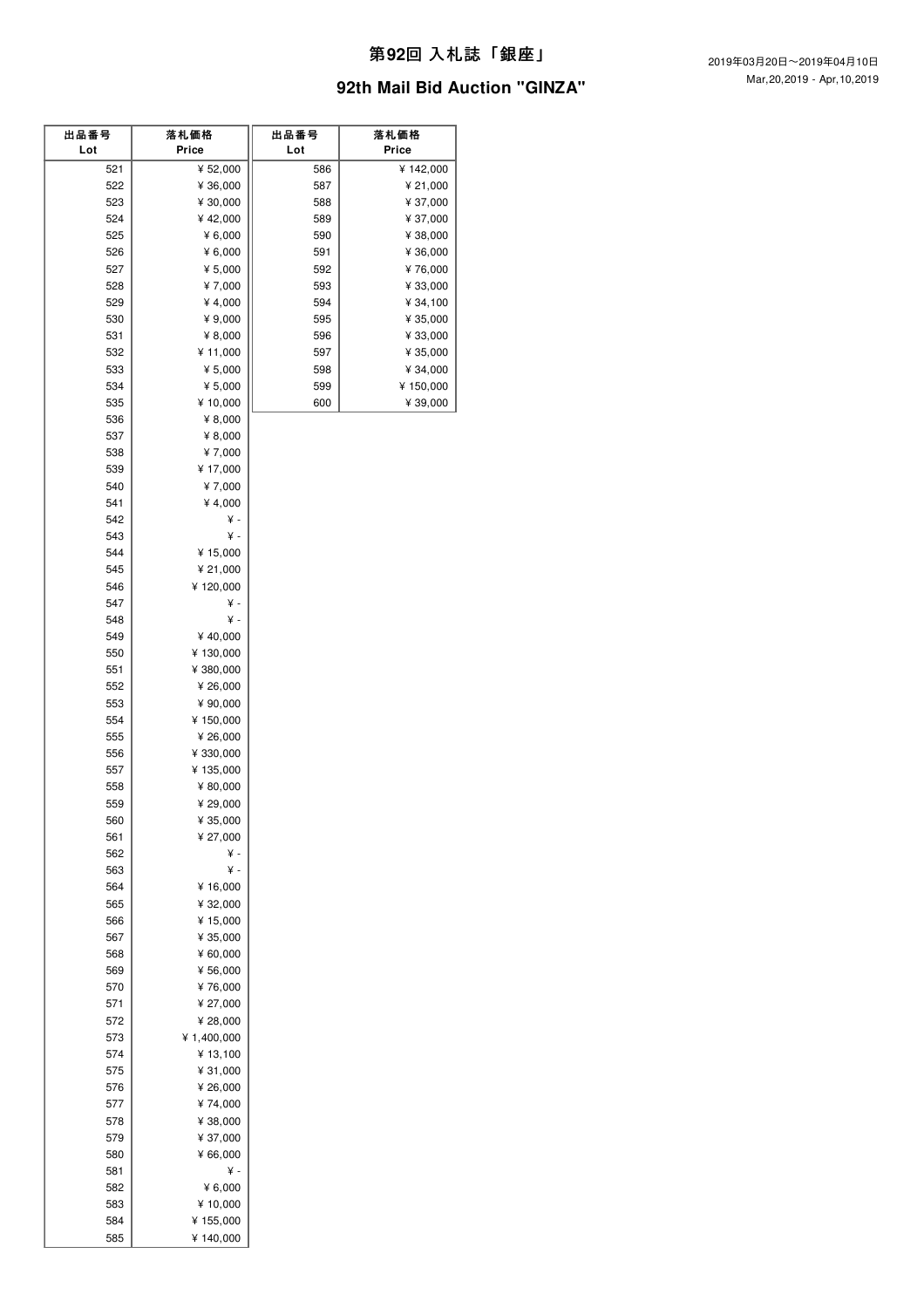# 第92回 入札誌「銀座」

2019年03月20日〜2019年04月10日
Mar,20,2019 - Apr,10,2019

## 92th Mail Bid Auction "GINZA"

| 出品番号 Lot | 落札価格 Price | 出品番号 Lot | 落札価格 Price |
|---|---|---|---|
| 521 | ¥ 52,000 | 586 | ¥ 142,000 |
| 522 | ¥ 36,000 | 587 | ¥ 21,000 |
| 523 | ¥ 30,000 | 588 | ¥ 37,000 |
| 524 | ¥ 42,000 | 589 | ¥ 37,000 |
| 525 | ¥ 6,000 | 590 | ¥ 38,000 |
| 526 | ¥ 6,000 | 591 | ¥ 36,000 |
| 527 | ¥ 5,000 | 592 | ¥ 76,000 |
| 528 | ¥ 7,000 | 593 | ¥ 33,000 |
| 529 | ¥ 4,000 | 594 | ¥ 34,100 |
| 530 | ¥ 9,000 | 595 | ¥ 35,000 |
| 531 | ¥ 8,000 | 596 | ¥ 33,000 |
| 532 | ¥ 11,000 | 597 | ¥ 35,000 |
| 533 | ¥ 5,000 | 598 | ¥ 34,000 |
| 534 | ¥ 5,000 | 599 | ¥ 150,000 |
| 535 | ¥ 10,000 | 600 | ¥ 39,000 |
| 536 | ¥ 8,000 | | |
| 537 | ¥ 8,000 | | |
| 538 | ¥ 7,000 | | |
| 539 | ¥ 17,000 | | |
| 540 | ¥ 7,000 | | |
| 541 | ¥ 4,000 | | |
| 542 | ¥ - | | |
| 543 | ¥ - | | |
| 544 | ¥ 15,000 | | |
| 545 | ¥ 21,000 | | |
| 546 | ¥ 120,000 | | |
| 547 | ¥ - | | |
| 548 | ¥ - | | |
| 549 | ¥ 40,000 | | |
| 550 | ¥ 130,000 | | |
| 551 | ¥ 380,000 | | |
| 552 | ¥ 26,000 | | |
| 553 | ¥ 90,000 | | |
| 554 | ¥ 150,000 | | |
| 555 | ¥ 26,000 | | |
| 556 | ¥ 330,000 | | |
| 557 | ¥ 135,000 | | |
| 558 | ¥ 80,000 | | |
| 559 | ¥ 29,000 | | |
| 560 | ¥ 35,000 | | |
| 561 | ¥ 27,000 | | |
| 562 | ¥ - | | |
| 563 | ¥ - | | |
| 564 | ¥ 16,000 | | |
| 565 | ¥ 32,000 | | |
| 566 | ¥ 15,000 | | |
| 567 | ¥ 35,000 | | |
| 568 | ¥ 60,000 | | |
| 569 | ¥ 56,000 | | |
| 570 | ¥ 76,000 | | |
| 571 | ¥ 27,000 | | |
| 572 | ¥ 28,000 | | |
| 573 | ¥ 1,400,000 | | |
| 574 | ¥ 13,100 | | |
| 575 | ¥ 31,000 | | |
| 576 | ¥ 26,000 | | |
| 577 | ¥ 74,000 | | |
| 578 | ¥ 38,000 | | |
| 579 | ¥ 37,000 | | |
| 580 | ¥ 66,000 | | |
| 581 | ¥ - | | |
| 582 | ¥ 6,000 | | |
| 583 | ¥ 10,000 | | |
| 584 | ¥ 155,000 | | |
| 585 | ¥ 140,000 | | |